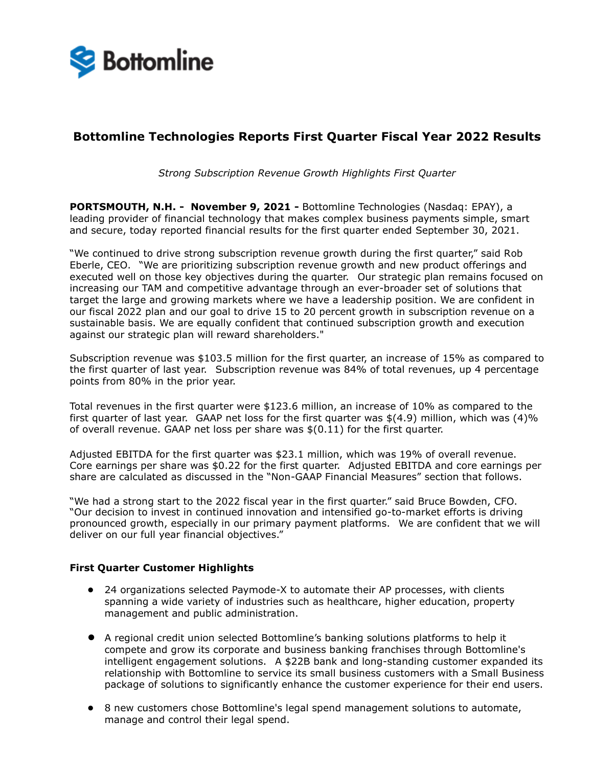Bottomline

# Bottomline Technologies Reports First Quarter Fiscal Year 2022 Results

*Strong Subscription Revenue Growth Highlights First Quarter*

**PORTSMOUTH, N.H. - November 9, 2021 -** Bottomline Technologies (Nasdaq: EPAY), a leading provider of financial technology that makes complex business payments simple, smart and secure, today reported financial results for the first quarter ended September 30, 2021.

"We continued to drive strong subscription revenue growth during the first quarter," said Rob Eberle, CEO. "We are prioritizing subscription revenue growth and new product offerings and executed well on those key objectives during the quarter. Our strategic plan remains focused on increasing our TAM and competitive advantage through an ever-broader set of solutions that target the large and growing markets where we have a leadership position. We are confident in our fiscal 2022 plan and our goal to drive 15 to 20 percent growth in subscription revenue on a sustainable basis. We are equally confident that continued subscription growth and execution against our strategic plan will reward shareholders."

Subscription revenue was $103.5 million for the first quarter, an increase of 15% as compared to the first quarter of last year. Subscription revenue was 84% of total revenues, up 4 percentage points from 80% in the prior year.

Total revenues in the first quarter were $123.6 million, an increase of 10% as compared to the first quarter of last year. GAAP net loss for the first quarter was $(4.9) million, which was (4)% of overall revenue. GAAP net loss per share was $(0.11) for the first quarter.

Adjusted EBITDA for the first quarter was $23.1 million, which was 19% of overall revenue. Core earnings per share was $0.22 for the first quarter. Adjusted EBITDA and core earnings per share are calculated as discussed in the "Non-GAAP Financial Measures" section that follows.

"We had a strong start to the 2022 fiscal year in the first quarter." said Bruce Bowden, CFO. "Our decision to invest in continued innovation and intensified go-to-market efforts is driving pronounced growth, especially in our primary payment platforms. We are confident that we will deliver on our full year financial objectives."

**First Quarter Customer Highlights**

- 24 organizations selected Paymode-X to automate their AP processes, with clients spanning a wide variety of industries such as healthcare, higher education, property management and public administration.
- A regional credit union selected Bottomline's banking solutions platforms to help it compete and grow its corporate and business banking franchises through Bottomline's intelligent engagement solutions. A $22B bank and long-standing customer expanded its relationship with Bottomline to service its small business customers with a Small Business package of solutions to significantly enhance the customer experience for their end users.
- 8 new customers chose Bottomline's legal spend management solutions to automate, manage and control their legal spend.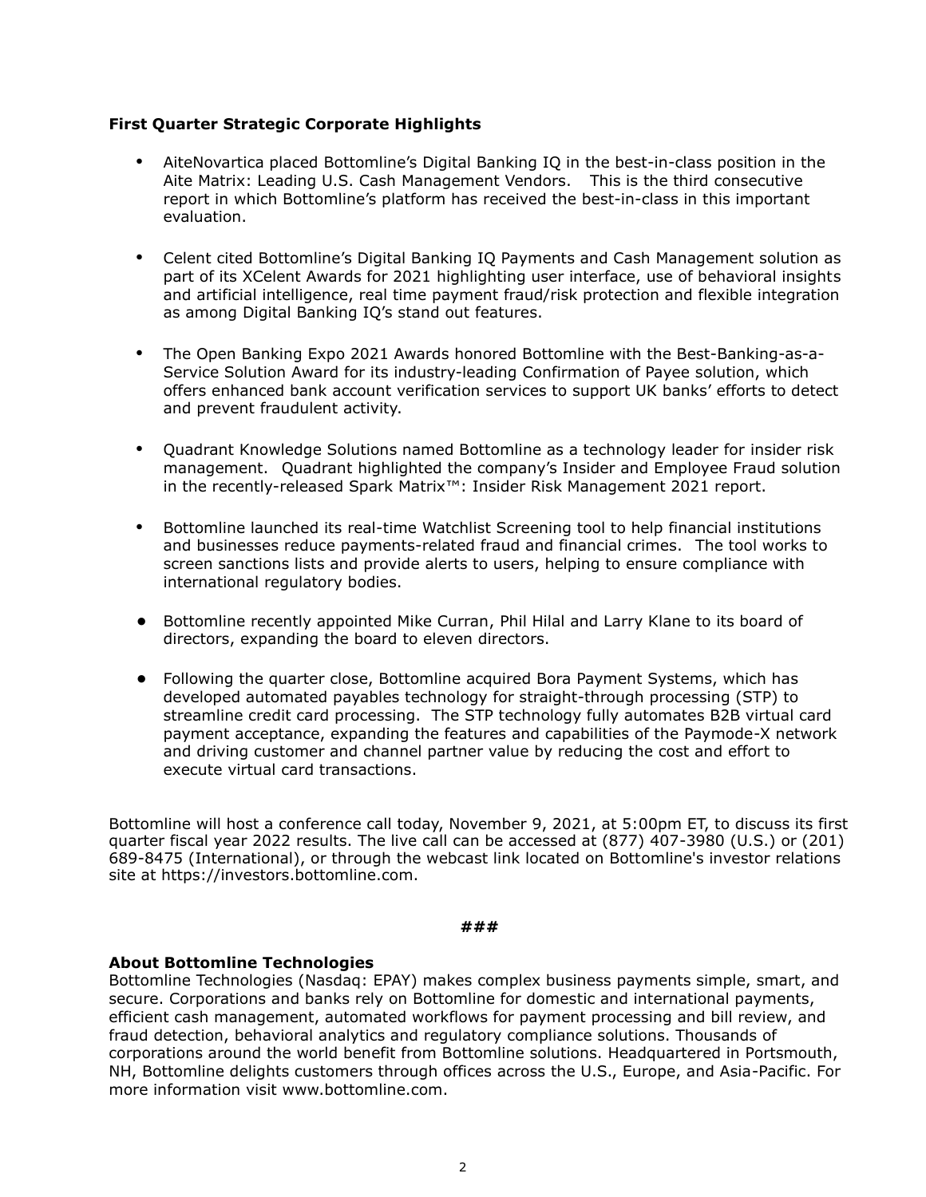**First Quarter Strategic Corporate Highlights**

- AiteNovartica placed Bottomline's Digital Banking IQ in the best-in-class position in the Aite Matrix: Leading U.S. Cash Management Vendors. This is the third consecutive report in which Bottomline's platform has received the best-in-class in this important evaluation.

- Celent cited Bottomline's Digital Banking IQ Payments and Cash Management solution as part of its XCelent Awards for 2021 highlighting user interface, use of behavioral insights and artificial intelligence, real time payment fraud/risk protection and flexible integration as among Digital Banking IQ's stand out features.

- The Open Banking Expo 2021 Awards honored Bottomline with the Best-Banking-as-a-Service Solution Award for its industry-leading Confirmation of Payee solution, which offers enhanced bank account verification services to support UK banks' efforts to detect and prevent fraudulent activity.

- Quadrant Knowledge Solutions named Bottomline as a technology leader for insider risk management. Quadrant highlighted the company's Insider and Employee Fraud solution in the recently-released Spark Matrix™: Insider Risk Management 2021 report.

- Bottomline launched its real-time Watchlist Screening tool to help financial institutions and businesses reduce payments-related fraud and financial crimes. The tool works to screen sanctions lists and provide alerts to users, helping to ensure compliance with international regulatory bodies.

- Bottomline recently appointed Mike Curran, Phil Hilal and Larry Klane to its board of directors, expanding the board to eleven directors.

- Following the quarter close, Bottomline acquired Bora Payment Systems, which has developed automated payables technology for straight-through processing (STP) to streamline credit card processing. The STP technology fully automates B2B virtual card payment acceptance, expanding the features and capabilities of the Paymode-X network and driving customer and channel partner value by reducing the cost and effort to execute virtual card transactions.

Bottomline will host a conference call today, November 9, 2021, at 5:00pm ET, to discuss its first quarter fiscal year 2022 results. The live call can be accessed at (877) 407-3980 (U.S.) or (201) 689-8475 (International), or through the webcast link located on Bottomline's investor relations site at https://investors.bottomline.com.

###

**About Bottomline Technologies**

Bottomline Technologies (Nasdaq: EPAY) makes complex business payments simple, smart, and secure. Corporations and banks rely on Bottomline for domestic and international payments, efficient cash management, automated workflows for payment processing and bill review, and fraud detection, behavioral analytics and regulatory compliance solutions. Thousands of corporations around the world benefit from Bottomline solutions. Headquartered in Portsmouth, NH, Bottomline delights customers through offices across the U.S., Europe, and Asia-Pacific. For more information visit www.bottomline.com.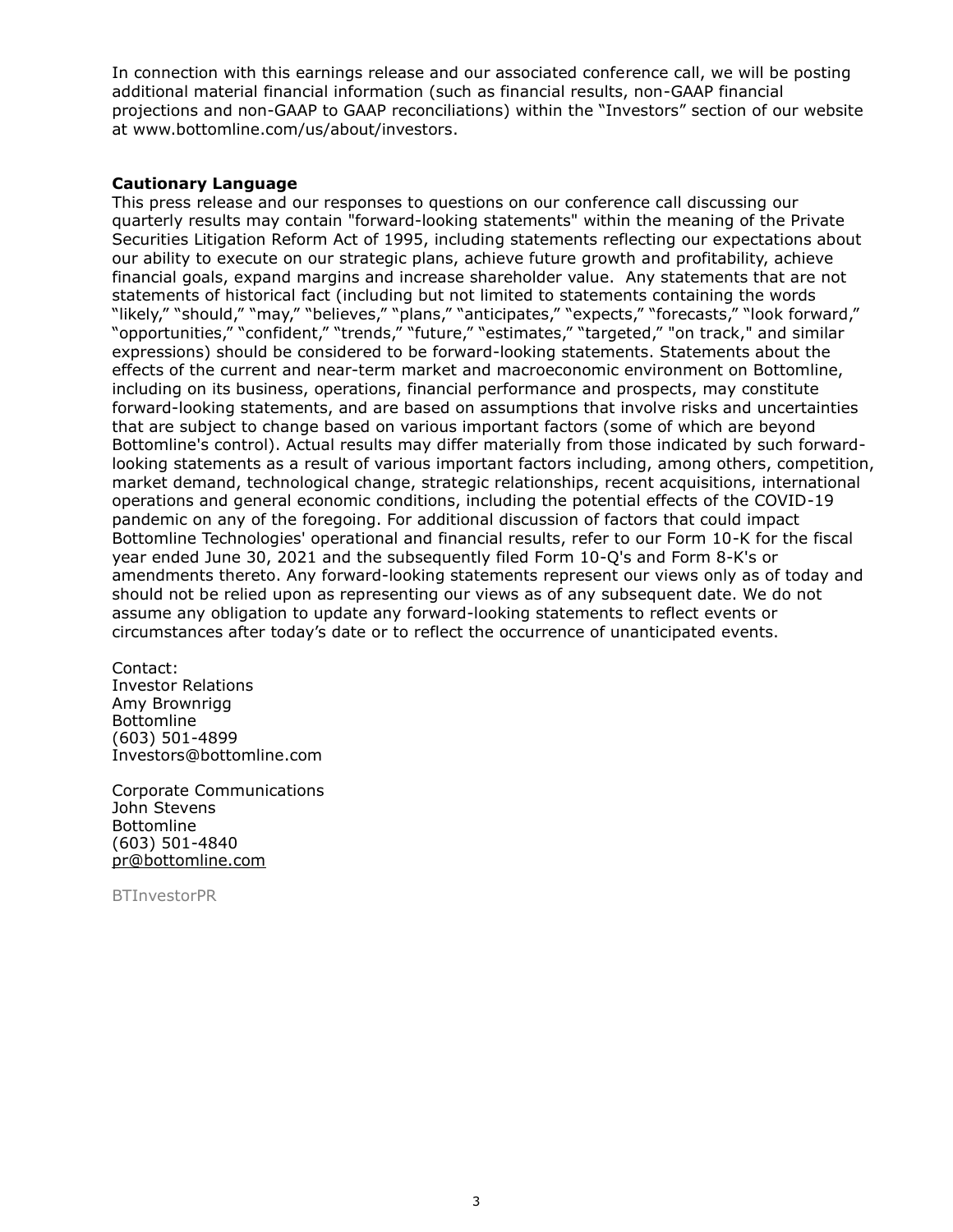In connection with this earnings release and our associated conference call, we will be posting additional material financial information (such as financial results, non-GAAP financial projections and non-GAAP to GAAP reconciliations) within the "Investors" section of our website at www.bottomline.com/us/about/investors.

**Cautionary Language**

This press release and our responses to questions on our conference call discussing our quarterly results may contain "forward-looking statements" within the meaning of the Private Securities Litigation Reform Act of 1995, including statements reflecting our expectations about our ability to execute on our strategic plans, achieve future growth and profitability, achieve financial goals, expand margins and increase shareholder value. Any statements that are not statements of historical fact (including but not limited to statements containing the words "likely," "should," "may," "believes," "plans," "anticipates," "expects," "forecasts," "look forward," "opportunities," "confident," "trends," "future," "estimates," "targeted," "on track," and similar expressions) should be considered to be forward-looking statements. Statements about the effects of the current and near-term market and macroeconomic environment on Bottomline, including on its business, operations, financial performance and prospects, may constitute forward-looking statements, and are based on assumptions that involve risks and uncertainties that are subject to change based on various important factors (some of which are beyond Bottomline's control). Actual results may differ materially from those indicated by such forward-looking statements as a result of various important factors including, among others, competition, market demand, technological change, strategic relationships, recent acquisitions, international operations and general economic conditions, including the potential effects of the COVID-19 pandemic on any of the foregoing. For additional discussion of factors that could impact Bottomline Technologies' operational and financial results, refer to our Form 10-K for the fiscal year ended June 30, 2021 and the subsequently filed Form 10-Q's and Form 8-K's or amendments thereto. Any forward-looking statements represent our views only as of today and should not be relied upon as representing our views as of any subsequent date. We do not assume any obligation to update any forward-looking statements to reflect events or circumstances after today's date or to reflect the occurrence of unanticipated events.

Contact:
Investor Relations
Amy Brownrigg
Bottomline
(603) 501-4899
Investors@bottomline.com

Corporate Communications
John Stevens
Bottomline
(603) 501-4840
pr@bottomline.com

BTInvestorPR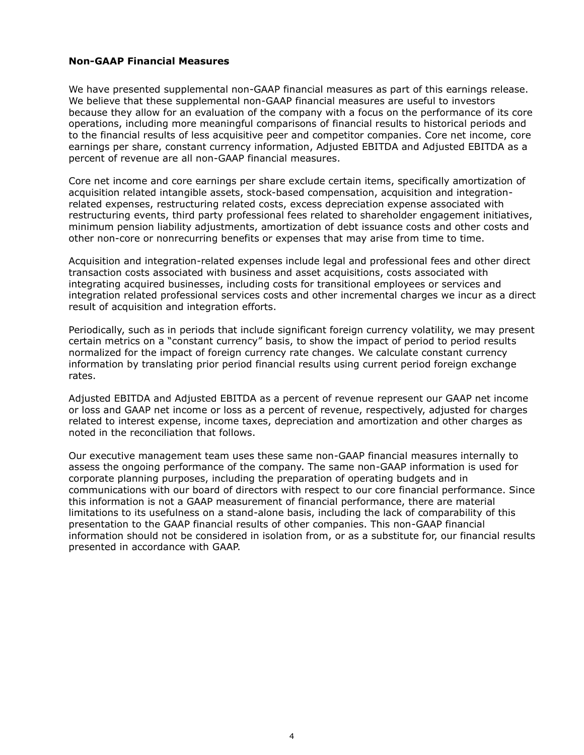**Non-GAAP Financial Measures**

We have presented supplemental non-GAAP financial measures as part of this earnings release. We believe that these supplemental non-GAAP financial measures are useful to investors because they allow for an evaluation of the company with a focus on the performance of its core operations, including more meaningful comparisons of financial results to historical periods and to the financial results of less acquisitive peer and competitor companies. Core net income, core earnings per share, constant currency information, Adjusted EBITDA and Adjusted EBITDA as a percent of revenue are all non-GAAP financial measures.

Core net income and core earnings per share exclude certain items, specifically amortization of acquisition related intangible assets, stock-based compensation, acquisition and integration-related expenses, restructuring related costs, excess depreciation expense associated with restructuring events, third party professional fees related to shareholder engagement initiatives, minimum pension liability adjustments, amortization of debt issuance costs and other costs and other non-core or nonrecurring benefits or expenses that may arise from time to time.

Acquisition and integration-related expenses include legal and professional fees and other direct transaction costs associated with business and asset acquisitions, costs associated with integrating acquired businesses, including costs for transitional employees or services and integration related professional services costs and other incremental charges we incur as a direct result of acquisition and integration efforts.

Periodically, such as in periods that include significant foreign currency volatility, we may present certain metrics on a "constant currency" basis, to show the impact of period to period results normalized for the impact of foreign currency rate changes. We calculate constant currency information by translating prior period financial results using current period foreign exchange rates.

Adjusted EBITDA and Adjusted EBITDA as a percent of revenue represent our GAAP net income or loss and GAAP net income or loss as a percent of revenue, respectively, adjusted for charges related to interest expense, income taxes, depreciation and amortization and other charges as noted in the reconciliation that follows.

Our executive management team uses these same non-GAAP financial measures internally to assess the ongoing performance of the company. The same non-GAAP information is used for corporate planning purposes, including the preparation of operating budgets and in communications with our board of directors with respect to our core financial performance. Since this information is not a GAAP measurement of financial performance, there are material limitations to its usefulness on a stand-alone basis, including the lack of comparability of this presentation to the GAAP financial results of other companies. This non-GAAP financial information should not be considered in isolation from, or as a substitute for, our financial results presented in accordance with GAAP.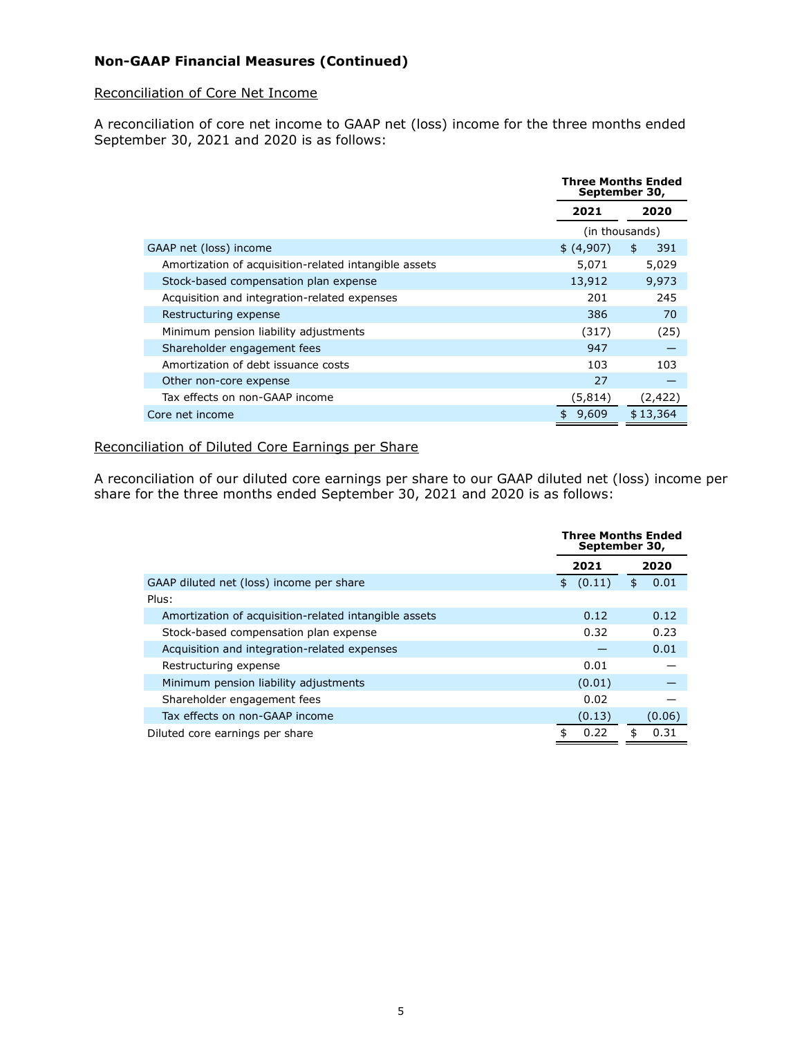### Non-GAAP Financial Measures (Continued)

Reconciliation of Core Net Income

A reconciliation of core net income to GAAP net (loss) income for the three months ended September 30, 2021 and 2020 is as follows:

| | Three Months Ended September 30, | |
|---|---|---|
| | 2021 | 2020 |
| | (in thousands) | |
| GAAP net (loss) income | $ (4,907) | $ 391 |
| Amortization of acquisition-related intangible assets | 5,071 | 5,029 |
| Stock-based compensation plan expense | 13,912 | 9,973 |
| Acquisition and integration-related expenses | 201 | 245 |
| Restructuring expense | 386 | 70 |
| Minimum pension liability adjustments | (317) | (25) |
| Shareholder engagement fees | 947 | — |
| Amortization of debt issuance costs | 103 | 103 |
| Other non-core expense | 27 | — |
| Tax effects on non-GAAP income | (5,814) | (2,422) |
| Core net income | $ 9,609 | $ 13,364 |

Reconciliation of Diluted Core Earnings per Share

A reconciliation of our diluted core earnings per share to our GAAP diluted net (loss) income per share for the three months ended September 30, 2021 and 2020 is as follows:

| | Three Months Ended September 30, | |
|---|---|---|
| | 2021 | 2020 |
| GAAP diluted net (loss) income per share | $ (0.11) | $ 0.01 |
| Plus: | | |
| Amortization of acquisition-related intangible assets | 0.12 | 0.12 |
| Stock-based compensation plan expense | 0.32 | 0.23 |
| Acquisition and integration-related expenses | — | 0.01 |
| Restructuring expense | 0.01 | — |
| Minimum pension liability adjustments | (0.01) | — |
| Shareholder engagement fees | 0.02 | — |
| Tax effects on non-GAAP income | (0.13) | (0.06) |
| Diluted core earnings per share | $ 0.22 | $ 0.31 |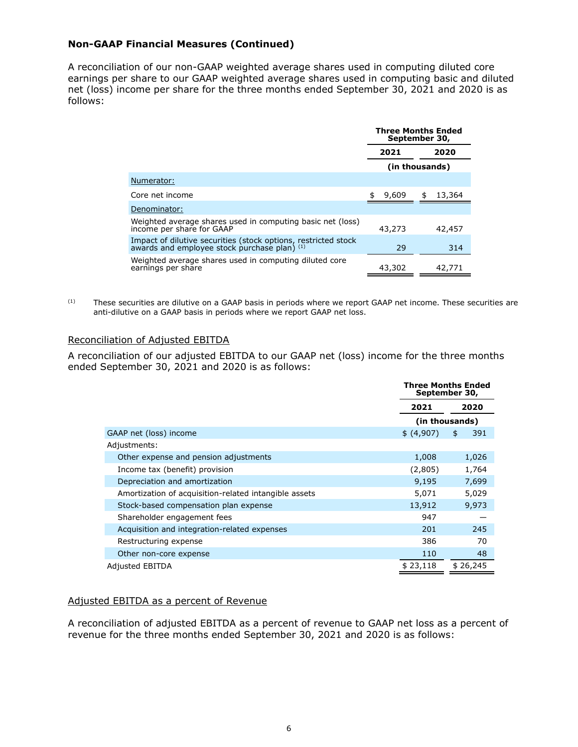**Non-GAAP Financial Measures (Continued)**

A reconciliation of our non-GAAP weighted average shares used in computing diluted core earnings per share to our GAAP weighted average shares used in computing basic and diluted net (loss) income per share for the three months ended September 30, 2021 and 2020 is as follows:

| | Three Months Ended September 30, | |
|---|---|---|
| | 2021 | 2020 |
| | (in thousands) | |
| Numerator: | | |
| Core net income | $ 9,609 | $ 13,364 |
| Denominator: | | |
| Weighted average shares used in computing basic net (loss) income per share for GAAP | 43,273 | 42,457 |
| Impact of dilutive securities (stock options, restricted stock awards and employee stock purchase plan) [1] | 29 | 314 |
| Weighted average shares used in computing diluted core earnings per share | 43,302 | 42,771 |

[1] These securities are dilutive on a GAAP basis in periods where we report GAAP net income. These securities are anti-dilutive on a GAAP basis in periods where we report GAAP net loss.

Reconciliation of Adjusted EBITDA

A reconciliation of our adjusted EBITDA to our GAAP net (loss) income for the three months ended September 30, 2021 and 2020 is as follows:

| | Three Months Ended September 30, | |
|---|---|---|
| | 2021 | 2020 |
| | (in thousands) | |
| GAAP net (loss) income | $ (4,907) | $ 391 |
| Adjustments: | | |
| Other expense and pension adjustments | 1,008 | 1,026 |
| Income tax (benefit) provision | (2,805) | 1,764 |
| Depreciation and amortization | 9,195 | 7,699 |
| Amortization of acquisition-related intangible assets | 5,071 | 5,029 |
| Stock-based compensation plan expense | 13,912 | 9,973 |
| Shareholder engagement fees | 947 | — |
| Acquisition and integration-related expenses | 201 | 245 |
| Restructuring expense | 386 | 70 |
| Other non-core expense | 110 | 48 |
| Adjusted EBITDA | $ 23,118 | $ 26,245 |

Adjusted EBITDA as a percent of Revenue

A reconciliation of adjusted EBITDA as a percent of revenue to GAAP net loss as a percent of revenue for the three months ended September 30, 2021 and 2020 is as follows: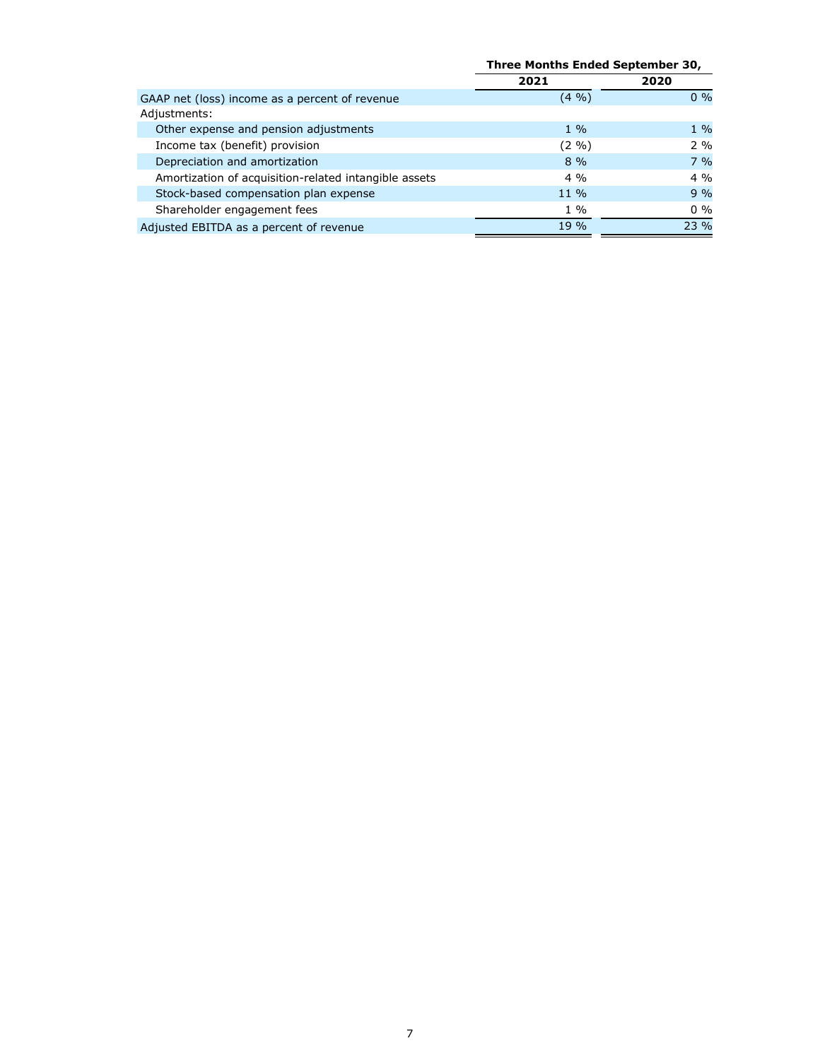| | Three Months Ended September 30, | |
|---|---|---|
| | 2021 | 2020 |
| GAAP net (loss) income as a percent of revenue | (4 %) | 0 % |
| Adjustments: | | |
| Other expense and pension adjustments | 1 % | 1 % |
| Income tax (benefit) provision | (2 %) | 2 % |
| Depreciation and amortization | 8 % | 7 % |
| Amortization of acquisition-related intangible assets | 4 % | 4 % |
| Stock-based compensation plan expense | 11 % | 9 % |
| Shareholder engagement fees | 1 % | 0 % |
| Adjusted EBITDA as a percent of revenue | 19 % | 23 % |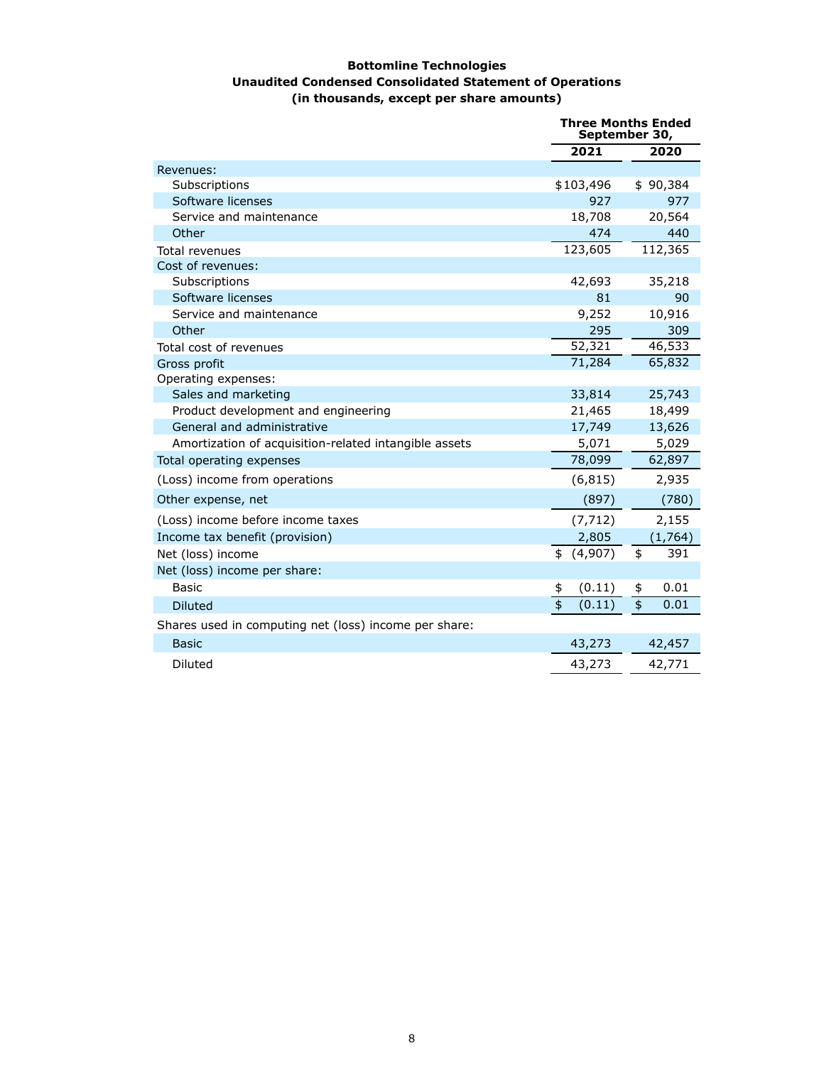**Bottomline Technologies**
**Unaudited Condensed Consolidated Statement of Operations**
**(in thousands, except per share amounts)**

| | Three Months Ended September 30, | |
|---|---|---|
| | **2021** | **2020** |
| Revenues: | | |
| Subscriptions | $103,496 | $ 90,384 |
| Software licenses | 927 | 977 |
| Service and maintenance | 18,708 | 20,564 |
| Other | 474 | 440 |
| Total revenues | 123,605 | 112,365 |
| Cost of revenues: | | |
| Subscriptions | 42,693 | 35,218 |
| Software licenses | 81 | 90 |
| Service and maintenance | 9,252 | 10,916 |
| Other | 295 | 309 |
| Total cost of revenues | 52,321 | 46,533 |
| Gross profit | 71,284 | 65,832 |
| Operating expenses: | | |
| Sales and marketing | 33,814 | 25,743 |
| Product development and engineering | 21,465 | 18,499 |
| General and administrative | 17,749 | 13,626 |
| Amortization of acquisition-related intangible assets | 5,071 | 5,029 |
| Total operating expenses | 78,099 | 62,897 |
| (Loss) income from operations | (6,815) | 2,935 |
| Other expense, net | (897) | (780) |
| (Loss) income before income taxes | (7,712) | 2,155 |
| Income tax benefit (provision) | 2,805 | (1,764) |
| Net (loss) income | $ (4,907) | $ 391 |
| Net (loss) income per share: | | |
| Basic | $ (0.11) | $ 0.01 |
| Diluted | $ (0.11) | $ 0.01 |
| Shares used in computing net (loss) income per share: | | |
| Basic | 43,273 | 42,457 |
| Diluted | 43,273 | 42,771 |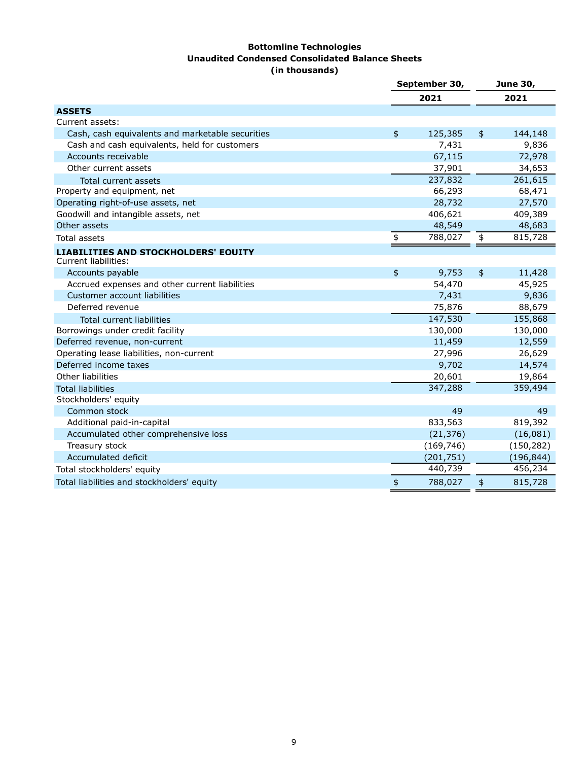**Bottomline Technologies**
**Unaudited Condensed Consolidated Balance Sheets**
**(in thousands)**

| | September 30, 2021 | June 30, 2021 |
|---|---|---|
| **ASSETS** | | |
| Current assets: | | |
| Cash, cash equivalents and marketable securities | $ 125,385 | $ 144,148 |
| Cash and cash equivalents, held for customers | 7,431 | 9,836 |
| Accounts receivable | 67,115 | 72,978 |
| Other current assets | 37,901 | 34,653 |
| Total current assets | 237,832 | 261,615 |
| Property and equipment, net | 66,293 | 68,471 |
| Operating right-of-use assets, net | 28,732 | 27,570 |
| Goodwill and intangible assets, net | 406,621 | 409,389 |
| Other assets | 48,549 | 48,683 |
| Total assets | $ 788,027 | $ 815,728 |
| **LIABILITIES AND STOCKHOLDERS' EQUITY** | | |
| Current liabilities: | | |
| Accounts payable | $ 9,753 | $ 11,428 |
| Accrued expenses and other current liabilities | 54,470 | 45,925 |
| Customer account liabilities | 7,431 | 9,836 |
| Deferred revenue | 75,876 | 88,679 |
| Total current liabilities | 147,530 | 155,868 |
| Borrowings under credit facility | 130,000 | 130,000 |
| Deferred revenue, non-current | 11,459 | 12,559 |
| Operating lease liabilities, non-current | 27,996 | 26,629 |
| Deferred income taxes | 9,702 | 14,574 |
| Other liabilities | 20,601 | 19,864 |
| Total liabilities | 347,288 | 359,494 |
| Stockholders' equity | | |
| Common stock | 49 | 49 |
| Additional paid-in-capital | 833,563 | 819,392 |
| Accumulated other comprehensive loss | (21,376) | (16,081) |
| Treasury stock | (169,746) | (150,282) |
| Accumulated deficit | (201,751) | (196,844) |
| Total stockholders' equity | 440,739 | 456,234 |
| Total liabilities and stockholders' equity | $ 788,027 | $ 815,728 |